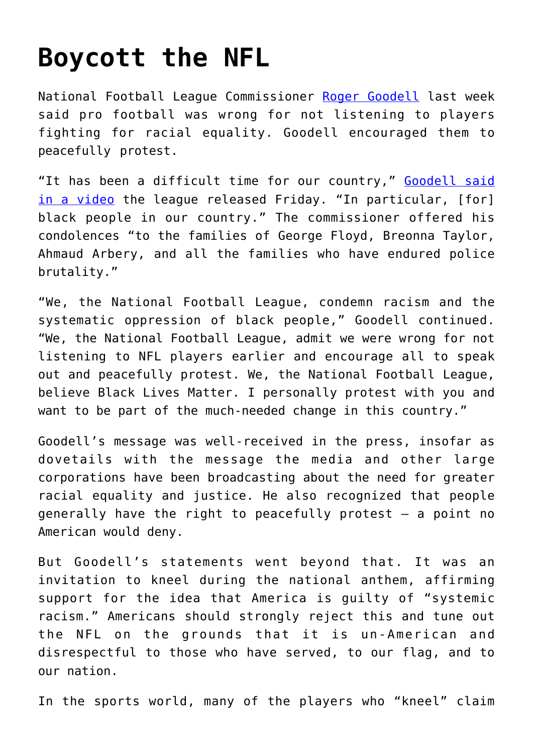# Boycott the NFL

National Football League Commissioner Roger Goodell last week said pro football was wrong for not listening to players fighting for racial equality. Goodell encouraged them to peacefully protest.

“It has been a difficult time for our country,” Goodell said in a video the league released Friday. “In particular, [for] black people in our country.” The commissioner offered his condolences “to the families of George Floyd, Breonna Taylor, Ahmaud Arbery, and all the families who have endured police brutality.”

“We, the National Football League, condemn racism and the systematic oppression of black people,” Goodell continued. “We, the National Football League, admit we were wrong for not listening to NFL players earlier and encourage all to speak out and peacefully protest. We, the National Football League, believe Black Lives Matter. I personally protest with you and want to be part of the much-needed change in this country.”

Goodell’s message was well-received in the press, insofar as dovetails with the message the media and other large corporations have been broadcasting about the need for greater racial equality and justice. He also recognized that people generally have the right to peacefully protest – a point no American would deny.

But Goodell’s statements went beyond that. It was an invitation to kneel during the national anthem, affirming support for the idea that America is guilty of “systemic racism.” Americans should strongly reject this and tune out the NFL on the grounds that it is un-American and disrespectful to those who have served, to our flag, and to our nation.

In the sports world, many of the players who “kneel” claim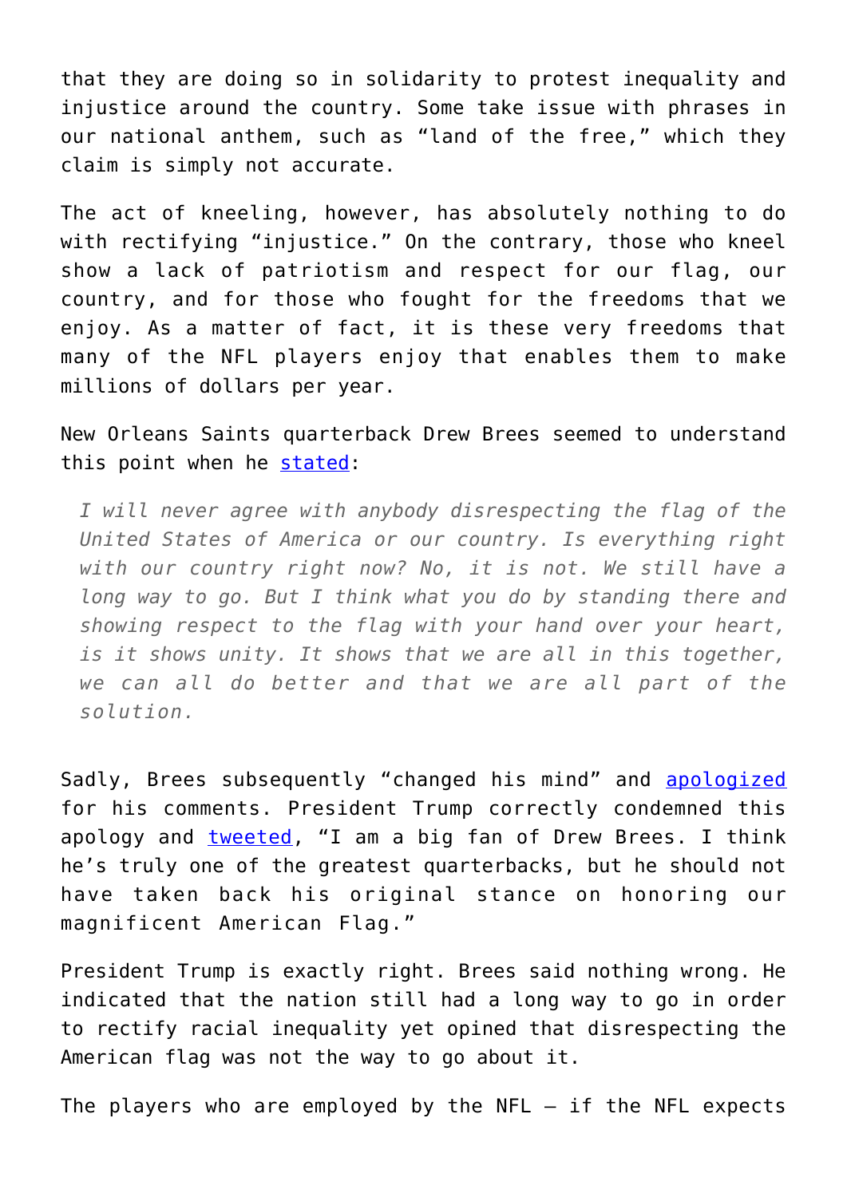that they are doing so in solidarity to protest inequality and injustice around the country. Some take issue with phrases in our national anthem, such as "land of the free," which they claim is simply not accurate.

The act of kneeling, however, has absolutely nothing to do with rectifying "injustice." On the contrary, those who kneel show a lack of patriotism and respect for our flag, our country, and for those who fought for the freedoms that we enjoy. As a matter of fact, it is these very freedoms that many of the NFL players enjoy that enables them to make millions of dollars per year.

New Orleans Saints quarterback Drew Brees seemed to understand this point when he stated:

> *I will never agree with anybody disrespecting the flag of the United States of America or our country. Is everything right with our country right now? No, it is not. We still have a long way to go. But I think what you do by standing there and showing respect to the flag with your hand over your heart, is it shows unity. It shows that we are all in this together, we can all do better and that we are all part of the solution.*

Sadly, Brees subsequently "changed his mind" and apologized for his comments. President Trump correctly condemned this apology and tweeted, "I am a big fan of Drew Brees. I think he's truly one of the greatest quarterbacks, but he should not have taken back his original stance on honoring our magnificent American Flag."

President Trump is exactly right. Brees said nothing wrong. He indicated that the nation still had a long way to go in order to rectify racial inequality yet opined that disrespecting the American flag was not the way to go about it.

The players who are employed by the NFL – if the NFL expects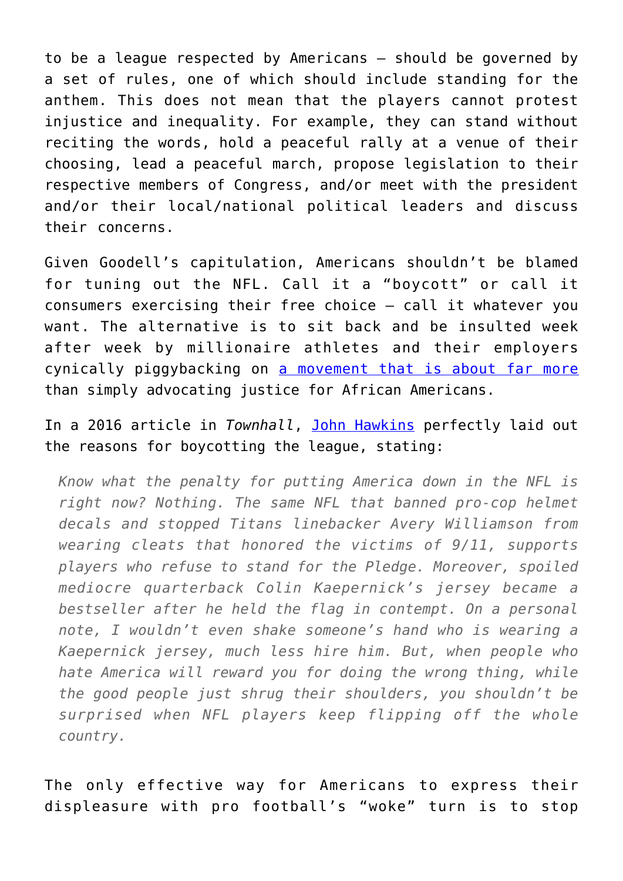to be a league respected by Americans – should be governed by a set of rules, one of which should include standing for the anthem. This does not mean that the players cannot protest injustice and inequality. For example, they can stand without reciting the words, hold a peaceful rally at a venue of their choosing, lead a peaceful march, propose legislation to their respective members of Congress, and/or meet with the president and/or their local/national political leaders and discuss their concerns.

Given Goodell's capitulation, Americans shouldn't be blamed for tuning out the NFL. Call it a "boycott" or call it consumers exercising their free choice – call it whatever you want. The alternative is to sit back and be insulted week after week by millionaire athletes and their employers cynically piggybacking on a movement that is about far more than simply advocating justice for African Americans.

In a 2016 article in *Townhall*, John Hawkins perfectly laid out the reasons for boycotting the league, stating:

> *Know what the penalty for putting America down in the NFL is right now? Nothing. The same NFL that banned pro-cop helmet decals and stopped Titans linebacker Avery Williamson from wearing cleats that honored the victims of 9/11, supports players who refuse to stand for the Pledge. Moreover, spoiled mediocre quarterback Colin Kaepernick's jersey became a bestseller after he held the flag in contempt. On a personal note, I wouldn't even shake someone's hand who is wearing a Kaepernick jersey, much less hire him. But, when people who hate America will reward you for doing the wrong thing, while the good people just shrug their shoulders, you shouldn't be surprised when NFL players keep flipping off the whole country.*

The only effective way for Americans to express their displeasure with pro football's "woke" turn is to stop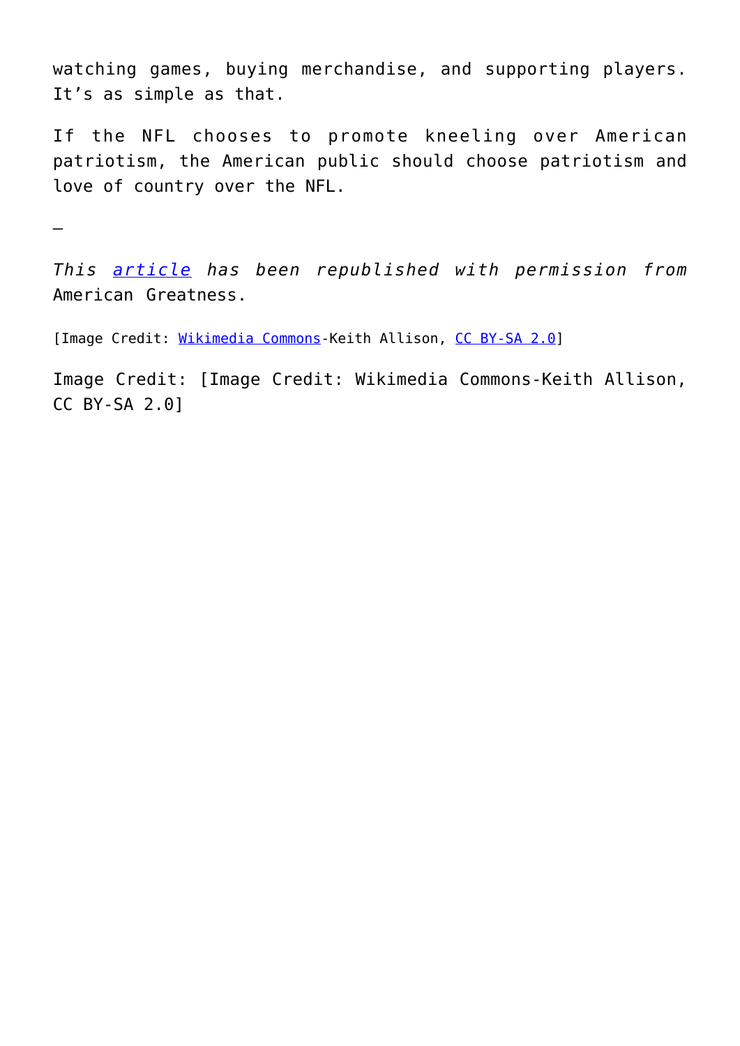watching games, buying merchandise, and supporting players. It's as simple as that.

If the NFL chooses to promote kneeling over American patriotism, the American public should choose patriotism and love of country over the NFL.

—

*This article has been republished with permission from* American Greatness.

[Image Credit: Wikimedia Commons-Keith Allison, CC BY-SA 2.0]

Image Credit: [Image Credit: Wikimedia Commons-Keith Allison, CC BY-SA 2.0]